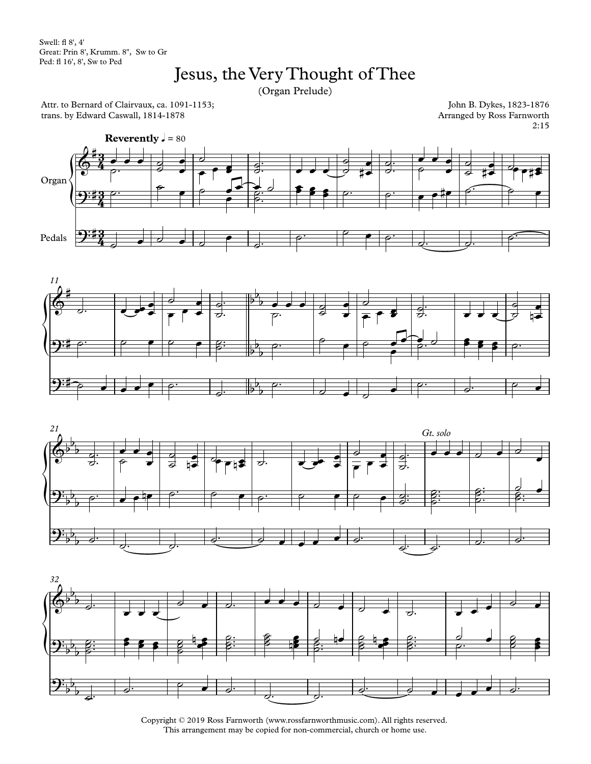Swell: fl 8', 4'
Great: Prin 8', Krumm. 8", Sw to Gr
Ped: fl 16', 8', Sw to Ped

# Jesus, the Very Thought of Thee

(Organ Prelude)

Attr. to Bernard of Clairvaux, ca. 1091-1153;
trans. by Edward Caswall, 1814-1878

John B. Dykes, 1823-1876
Arranged by Ross Farnworth
2:15

**Reverently** ♩ = 80

Organ

Pedals

*Gt. solo*

Copyright © 2019 Ross Farnworth (www.rossfarnworthmusic.com). All rights reserved.
This arrangement may be copied for non-commercial, church or home use.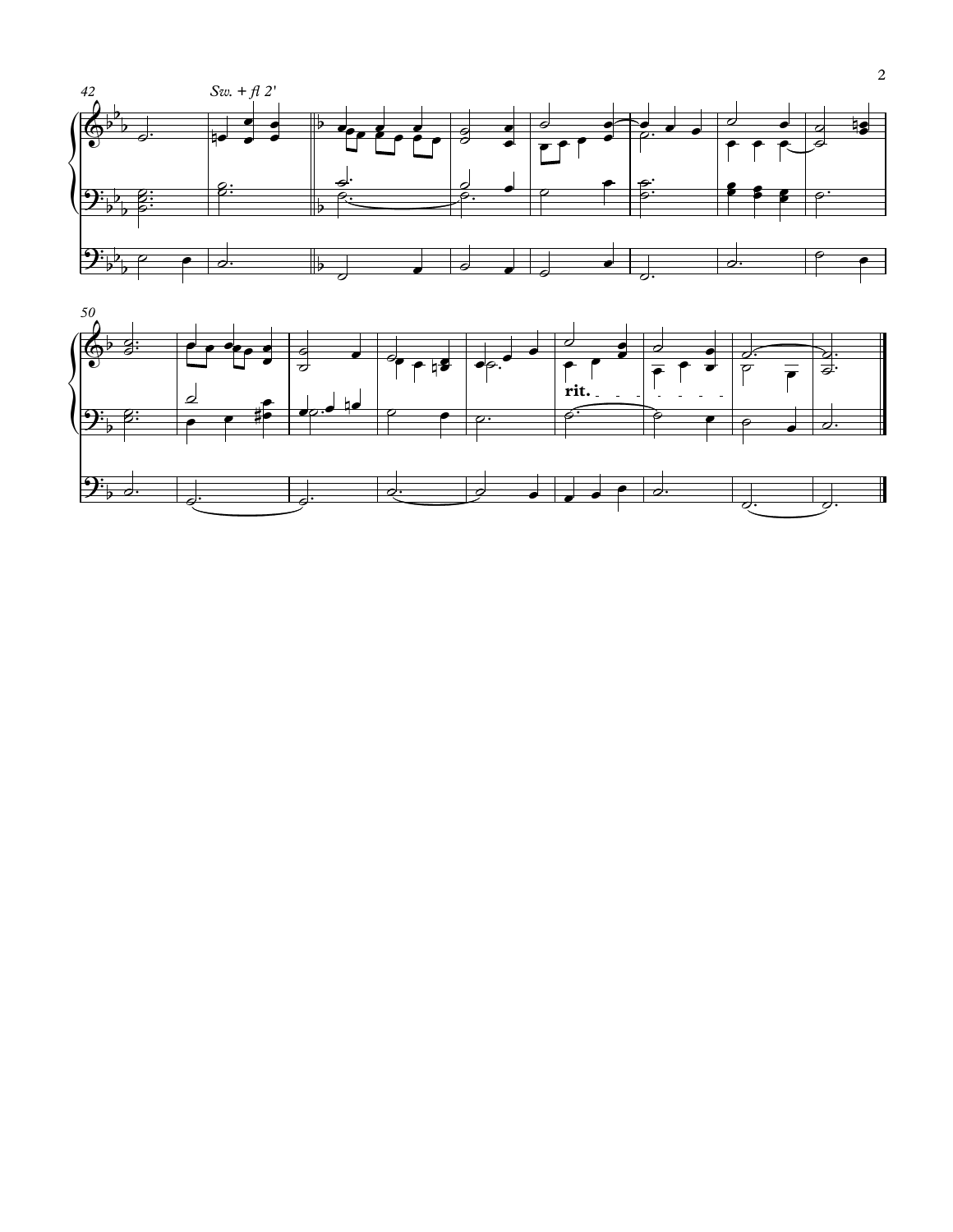42

*Sw. + fl 2'*

50

**rit.**